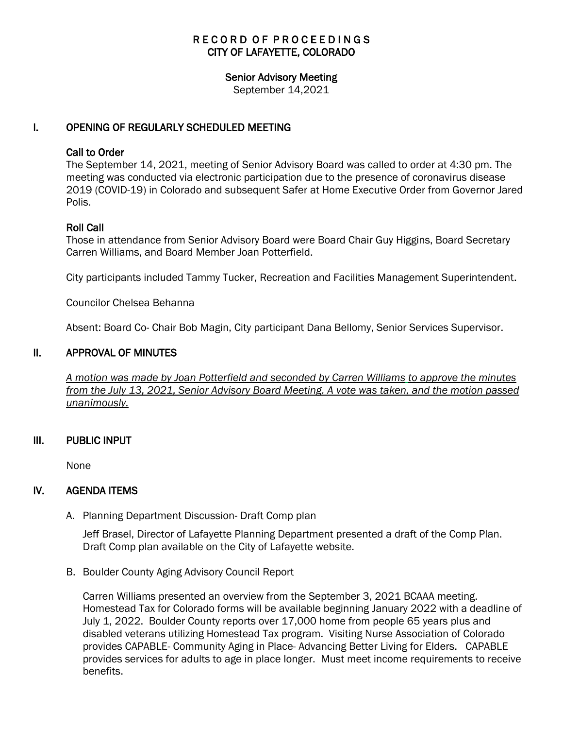# RECORD OF PROCEEDINGS
# CITY OF LAFAYETTE, COLORADO

## Senior Advisory Meeting

September 14,2021

## I. OPENING OF REGULARLY SCHEDULED MEETING

### Call to Order

The September 14, 2021, meeting of Senior Advisory Board was called to order at 4:30 pm. The meeting was conducted via electronic participation due to the presence of coronavirus disease 2019 (COVID-19) in Colorado and subsequent Safer at Home Executive Order from Governor Jared Polis.

### Roll Call

Those in attendance from Senior Advisory Board were Board Chair Guy Higgins, Board Secretary Carren Williams, and Board Member Joan Potterfield.

City participants included Tammy Tucker, Recreation and Facilities Management Superintendent.

Councilor Chelsea Behanna

Absent: Board Co- Chair Bob Magin, City participant Dana Bellomy, Senior Services Supervisor.

## II. APPROVAL OF MINUTES

*A motion was made by Joan Potterfield and seconded by Carren Williams to approve the minutes from the July 13, 2021, Senior Advisory Board Meeting. A vote was taken, and the motion passed unanimously.*

## III. PUBLIC INPUT

None

## IV. AGENDA ITEMS

A. Planning Department Discussion- Draft Comp plan

Jeff Brasel, Director of Lafayette Planning Department presented a draft of the Comp Plan. Draft Comp plan available on the City of Lafayette website.

B. Boulder County Aging Advisory Council Report

Carren Williams presented an overview from the September 3, 2021 BCAAA meeting. Homestead Tax for Colorado forms will be available beginning January 2022 with a deadline of July 1, 2022. Boulder County reports over 17,000 home from people 65 years plus and disabled veterans utilizing Homestead Tax program. Visiting Nurse Association of Colorado provides CAPABLE- Community Aging in Place- Advancing Better Living for Elders. CAPABLE provides services for adults to age in place longer. Must meet income requirements to receive benefits.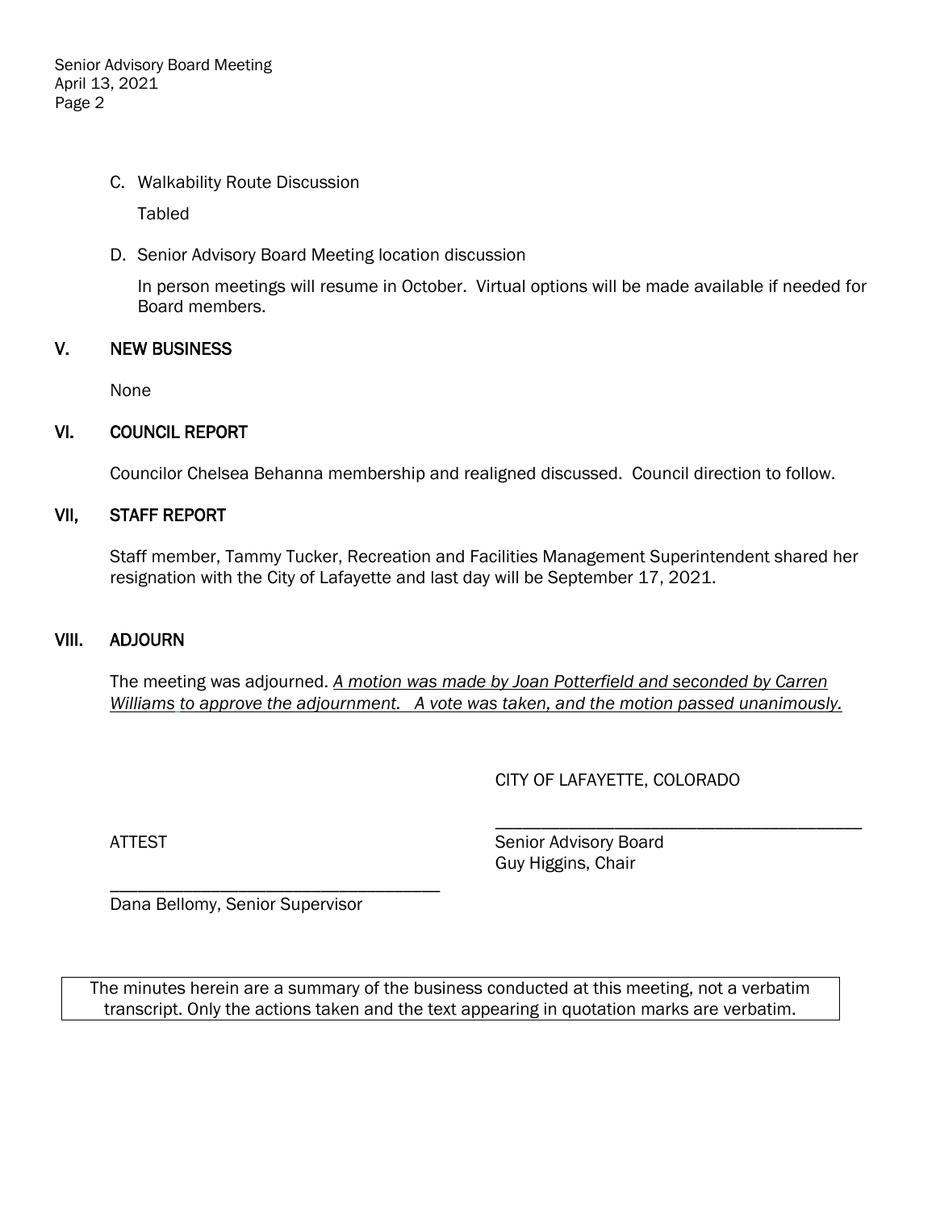C. Walkability Route Discussion

   Tabled

D. Senior Advisory Board Meeting location discussion

   In person meetings will resume in October. Virtual options will be made available if needed for Board members.

## V. NEW BUSINESS

None

## VI. COUNCIL REPORT

Councilor Chelsea Behanna membership and realigned discussed. Council direction to follow.

## VII, STAFF REPORT

Staff member, Tammy Tucker, Recreation and Facilities Management Superintendent shared her resignation with the City of Lafayette and last day will be September 17, 2021.

## VIII. ADJOURN

The meeting was adjourned. *A motion was made by Joan Potterfield and seconded by Carren Williams to approve the adjournment. A vote was taken, and the motion passed unanimously.*

CITY OF LAFAYETTE, COLORADO

ATTEST

\_\_\_\_\_\_\_\_\_\_\_\_\_\_\_\_\_\_\_\_\_\_\_\_\_\_\_\_\_\_\_\_\_\_\_\_\_\_\_\_
Senior Advisory Board
Guy Higgins, Chair

\_\_\_\_\_\_\_\_\_\_\_\_\_\_\_\_\_\_\_\_\_\_\_\_\_\_\_\_\_\_\_\_\_\_\_\_
Dana Bellomy, Senior Supervisor

The minutes herein are a summary of the business conducted at this meeting, not a verbatim transcript. Only the actions taken and the text appearing in quotation marks are verbatim.